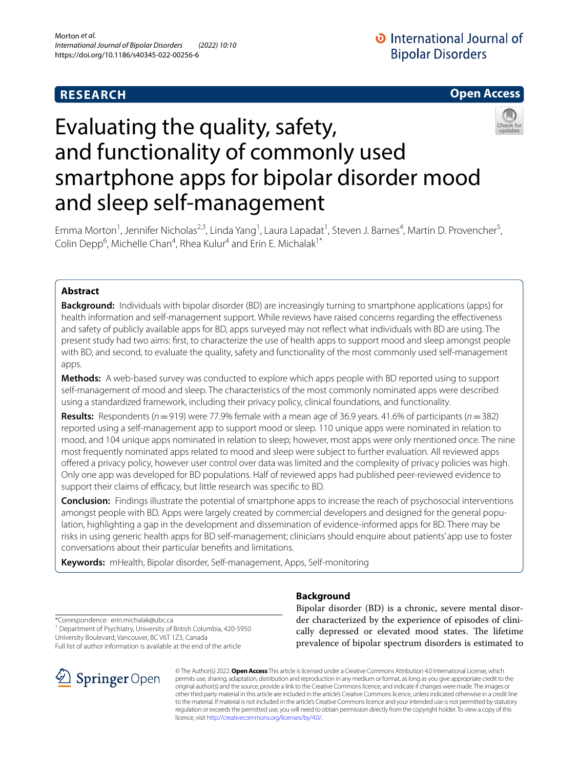RESEARCH

Open Access

# Evaluating the quality, safety, and functionality of commonly used smartphone apps for bipolar disorder mood and sleep self-management

Emma Morton[1], Jennifer Nicholas[2,3], Linda Yang[1], Laura Lapadat[1], Steven J. Barnes[4], Martin D. Provencher[5], Colin Depp[6], Michelle Chan[4], Rhea Kulur[4] and Erin E. Michalak[1*]

## Abstract

**Background:** Individuals with bipolar disorder (BD) are increasingly turning to smartphone applications (apps) for health information and self-management support. While reviews have raised concerns regarding the effectiveness and safety of publicly available apps for BD, apps surveyed may not reflect what individuals with BD are using. The present study had two aims: first, to characterize the use of health apps to support mood and sleep amongst people with BD, and second, to evaluate the quality, safety and functionality of the most commonly used self-management apps.

**Methods:** A web-based survey was conducted to explore which apps people with BD reported using to support self-management of mood and sleep. The characteristics of the most commonly nominated apps were described using a standardized framework, including their privacy policy, clinical foundations, and functionality.

**Results:** Respondents ($n = 919$) were 77.9% female with a mean age of 36.9 years. 41.6% of participants ($n = 382$) reported using a self-management app to support mood or sleep. 110 unique apps were nominated in relation to mood, and 104 unique apps nominated in relation to sleep; however, most apps were only mentioned once. The nine most frequently nominated apps related to mood and sleep were subject to further evaluation. All reviewed apps offered a privacy policy, however user control over data was limited and the complexity of privacy policies was high. Only one app was developed for BD populations. Half of reviewed apps had published peer-reviewed evidence to support their claims of efficacy, but little research was specific to BD.

**Conclusion:** Findings illustrate the potential of smartphone apps to increase the reach of psychosocial interventions amongst people with BD. Apps were largely created by commercial developers and designed for the general population, highlighting a gap in the development and dissemination of evidence-informed apps for BD. There may be risks in using generic health apps for BD self-management; clinicians should enquire about patients' app use to foster conversations about their particular benefits and limitations.

**Keywords:** mHealth, Bipolar disorder, Self-management, Apps, Self-monitoring

## Background

Bipolar disorder (BD) is a chronic, severe mental disorder characterized by the experience of episodes of clinically depressed or elevated mood states. The lifetime prevalence of bipolar spectrum disorders is estimated to

*Correspondence: erin.michalak@ubc.ca
[1] Department of Psychiatry, University of British Columbia, 420-5950 University Boulevard, Vancouver, BC V6T 1Z3, Canada
Full list of author information is available at the end of the article

© The Author(s) 2022. **Open Access** This article is licensed under a Creative Commons Attribution 4.0 International License, which permits use, sharing, adaptation, distribution and reproduction in any medium or format, as long as you give appropriate credit to the original author(s) and the source, provide a link to the Creative Commons licence, and indicate if changes were made. The images or other third party material in this article are included in the article's Creative Commons licence, unless indicated otherwise in a credit line to the material. If material is not included in the article's Creative Commons licence and your intended use is not permitted by statutory regulation or exceeds the permitted use, you will need to obtain permission directly from the copyright holder. To view a copy of this licence, visit http://creativecommons.org/licenses/by/4.0/.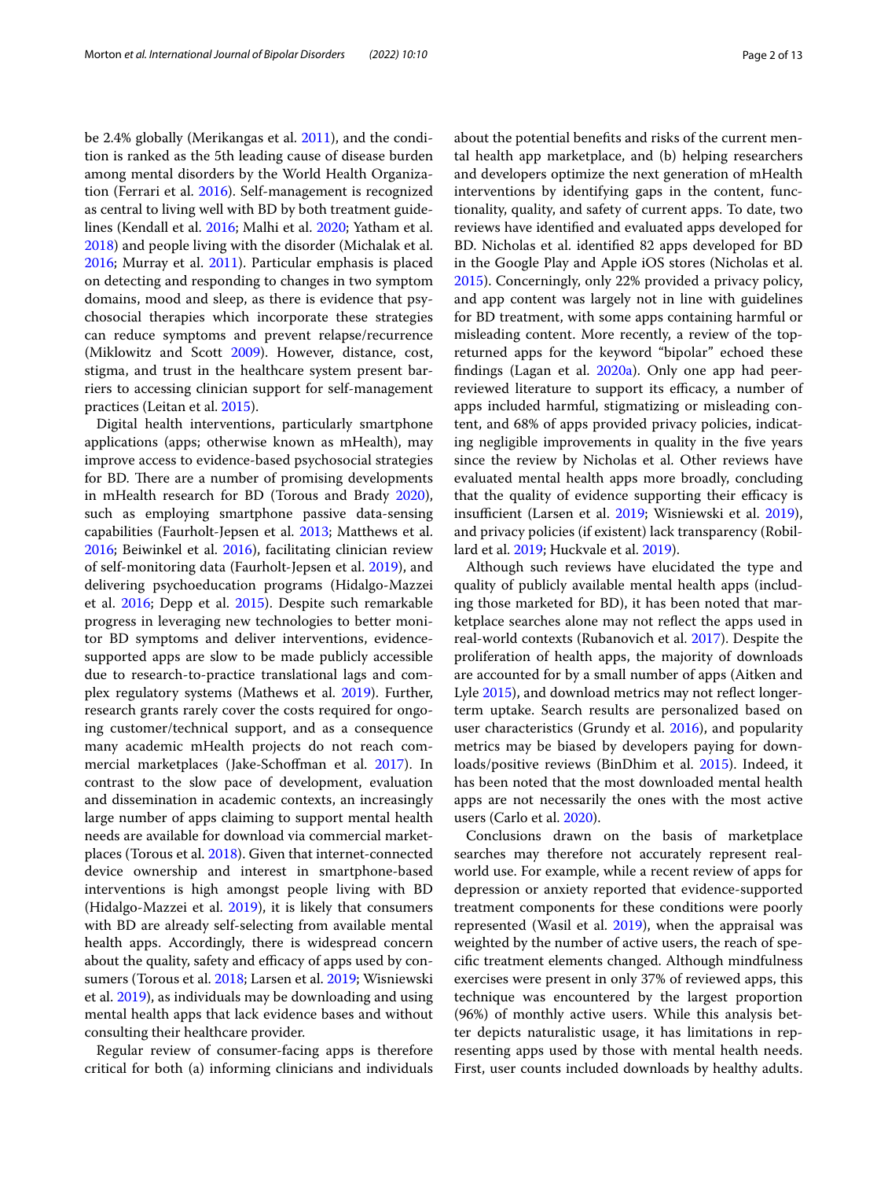be 2.4% globally (Merikangas et al. 2011), and the condition is ranked as the 5th leading cause of disease burden among mental disorders by the World Health Organization (Ferrari et al. 2016). Self-management is recognized as central to living well with BD by both treatment guidelines (Kendall et al. 2016; Malhi et al. 2020; Yatham et al. 2018) and people living with the disorder (Michalak et al. 2016; Murray et al. 2011). Particular emphasis is placed on detecting and responding to changes in two symptom domains, mood and sleep, as there is evidence that psychosocial therapies which incorporate these strategies can reduce symptoms and prevent relapse/recurrence (Miklowitz and Scott 2009). However, distance, cost, stigma, and trust in the healthcare system present barriers to accessing clinician support for self-management practices (Leitan et al. 2015).

Digital health interventions, particularly smartphone applications (apps; otherwise known as mHealth), may improve access to evidence-based psychosocial strategies for BD. There are a number of promising developments in mHealth research for BD (Torous and Brady 2020), such as employing smartphone passive data-sensing capabilities (Faurholt-Jepsen et al. 2013; Matthews et al. 2016; Beiwinkel et al. 2016), facilitating clinician review of self-monitoring data (Faurholt-Jepsen et al. 2019), and delivering psychoeducation programs (Hidalgo-Mazzei et al. 2016; Depp et al. 2015). Despite such remarkable progress in leveraging new technologies to better monitor BD symptoms and deliver interventions, evidence-supported apps are slow to be made publicly accessible due to research-to-practice translational lags and complex regulatory systems (Mathews et al. 2019). Further, research grants rarely cover the costs required for ongoing customer/technical support, and as a consequence many academic mHealth projects do not reach commercial marketplaces (Jake-Schoffman et al. 2017). In contrast to the slow pace of development, evaluation and dissemination in academic contexts, an increasingly large number of apps claiming to support mental health needs are available for download via commercial marketplaces (Torous et al. 2018). Given that internet-connected device ownership and interest in smartphone-based interventions is high amongst people living with BD (Hidalgo-Mazzei et al. 2019), it is likely that consumers with BD are already self-selecting from available mental health apps. Accordingly, there is widespread concern about the quality, safety and efficacy of apps used by consumers (Torous et al. 2018; Larsen et al. 2019; Wisniewski et al. 2019), as individuals may be downloading and using mental health apps that lack evidence bases and without consulting their healthcare provider.

Regular review of consumer-facing apps is therefore critical for both (a) informing clinicians and individuals about the potential benefits and risks of the current mental health app marketplace, and (b) helping researchers and developers optimize the next generation of mHealth interventions by identifying gaps in the content, functionality, quality, and safety of current apps. To date, two reviews have identified and evaluated apps developed for BD. Nicholas et al. identified 82 apps developed for BD in the Google Play and Apple iOS stores (Nicholas et al. 2015). Concerningly, only 22% provided a privacy policy, and app content was largely not in line with guidelines for BD treatment, with some apps containing harmful or misleading content. More recently, a review of the top-returned apps for the keyword "bipolar" echoed these findings (Lagan et al. 2020a). Only one app had peer-reviewed literature to support its efficacy, a number of apps included harmful, stigmatizing or misleading content, and 68% of apps provided privacy policies, indicating negligible improvements in quality in the five years since the review by Nicholas et al. Other reviews have evaluated mental health apps more broadly, concluding that the quality of evidence supporting their efficacy is insufficient (Larsen et al. 2019; Wisniewski et al. 2019), and privacy policies (if existent) lack transparency (Robillard et al. 2019; Huckvale et al. 2019).

Although such reviews have elucidated the type and quality of publicly available mental health apps (including those marketed for BD), it has been noted that marketplace searches alone may not reflect the apps used in real-world contexts (Rubanovich et al. 2017). Despite the proliferation of health apps, the majority of downloads are accounted for by a small number of apps (Aitken and Lyle 2015), and download metrics may not reflect longer-term uptake. Search results are personalized based on user characteristics (Grundy et al. 2016), and popularity metrics may be biased by developers paying for downloads/positive reviews (BinDhim et al. 2015). Indeed, it has been noted that the most downloaded mental health apps are not necessarily the ones with the most active users (Carlo et al. 2020).

Conclusions drawn on the basis of marketplace searches may therefore not accurately represent real-world use. For example, while a recent review of apps for depression or anxiety reported that evidence-supported treatment components for these conditions were poorly represented (Wasil et al. 2019), when the appraisal was weighted by the number of active users, the reach of specific treatment elements changed. Although mindfulness exercises were present in only 37% of reviewed apps, this technique was encountered by the largest proportion (96%) of monthly active users. While this analysis better depicts naturalistic usage, it has limitations in representing apps used by those with mental health needs. First, user counts included downloads by healthy adults.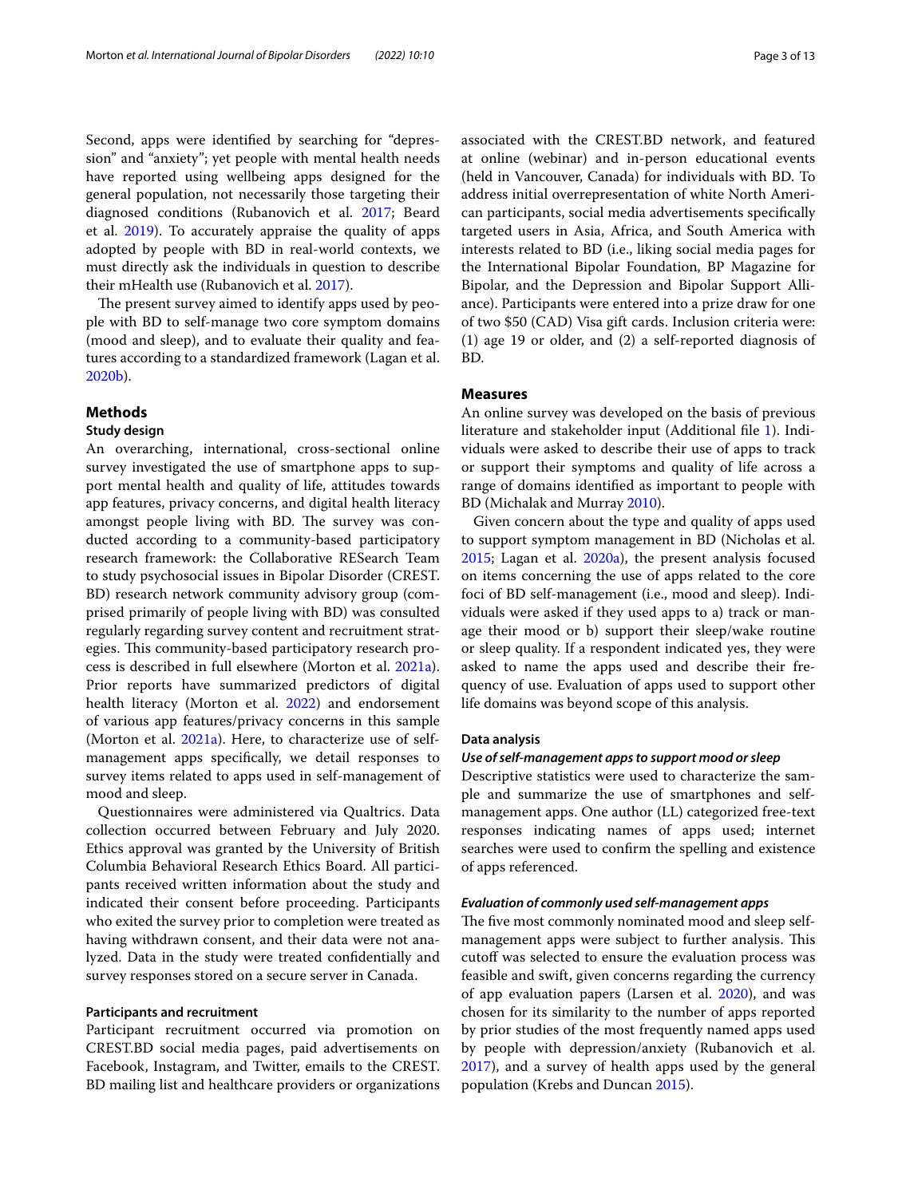Second, apps were identified by searching for "depression" and "anxiety"; yet people with mental health needs have reported using wellbeing apps designed for the general population, not necessarily those targeting their diagnosed conditions (Rubanovich et al. 2017; Beard et al. 2019). To accurately appraise the quality of apps adopted by people with BD in real-world contexts, we must directly ask the individuals in question to describe their mHealth use (Rubanovich et al. 2017).

The present survey aimed to identify apps used by people with BD to self-manage two core symptom domains (mood and sleep), and to evaluate their quality and features according to a standardized framework (Lagan et al. 2020b).

## Methods

### Study design

An overarching, international, cross-sectional online survey investigated the use of smartphone apps to support mental health and quality of life, attitudes towards app features, privacy concerns, and digital health literacy amongst people living with BD. The survey was conducted according to a community-based participatory research framework: the Collaborative RESearch Team to study psychosocial issues in Bipolar Disorder (CREST.BD) research network community advisory group (comprised primarily of people living with BD) was consulted regularly regarding survey content and recruitment strategies. This community-based participatory research process is described in full elsewhere (Morton et al. 2021a). Prior reports have summarized predictors of digital health literacy (Morton et al. 2022) and endorsement of various app features/privacy concerns in this sample (Morton et al. 2021a). Here, to characterize use of self-management apps specifically, we detail responses to survey items related to apps used in self-management of mood and sleep.

Questionnaires were administered via Qualtrics. Data collection occurred between February and July 2020. Ethics approval was granted by the University of British Columbia Behavioral Research Ethics Board. All participants received written information about the study and indicated their consent before proceeding. Participants who exited the survey prior to completion were treated as having withdrawn consent, and their data were not analyzed. Data in the study were treated confidentially and survey responses stored on a secure server in Canada.

### Participants and recruitment

Participant recruitment occurred via promotion on CREST.BD social media pages, paid advertisements on Facebook, Instagram, and Twitter, emails to the CREST.BD mailing list and healthcare providers or organizations associated with the CREST.BD network, and featured at online (webinar) and in-person educational events (held in Vancouver, Canada) for individuals with BD. To address initial overrepresentation of white North American participants, social media advertisements specifically targeted users in Asia, Africa, and South America with interests related to BD (i.e., liking social media pages for the International Bipolar Foundation, BP Magazine for Bipolar, and the Depression and Bipolar Support Alliance). Participants were entered into a prize draw for one of two $50 (CAD) Visa gift cards. Inclusion criteria were: (1) age 19 or older, and (2) a self-reported diagnosis of BD.

### Measures

An online survey was developed on the basis of previous literature and stakeholder input (Additional file 1). Individuals were asked to describe their use of apps to track or support their symptoms and quality of life across a range of domains identified as important to people with BD (Michalak and Murray 2010).

Given concern about the type and quality of apps used to support symptom management in BD (Nicholas et al. 2015; Lagan et al. 2020a), the present analysis focused on items concerning the use of apps related to the core foci of BD self-management (i.e., mood and sleep). Individuals were asked if they used apps to a) track or manage their mood or b) support their sleep/wake routine or sleep quality. If a respondent indicated yes, they were asked to name the apps used and describe their frequency of use. Evaluation of apps used to support other life domains was beyond scope of this analysis.

### Data analysis

#### *Use of self-management apps to support mood or sleep*

Descriptive statistics were used to characterize the sample and summarize the use of smartphones and self-management apps. One author (LL) categorized free-text responses indicating names of apps used; internet searches were used to confirm the spelling and existence of apps referenced.

#### *Evaluation of commonly used self-management apps*

The five most commonly nominated mood and sleep self-management apps were subject to further analysis. This cutoff was selected to ensure the evaluation process was feasible and swift, given concerns regarding the currency of app evaluation papers (Larsen et al. 2020), and was chosen for its similarity to the number of apps reported by prior studies of the most frequently named apps used by people with depression/anxiety (Rubanovich et al. 2017), and a survey of health apps used by the general population (Krebs and Duncan 2015).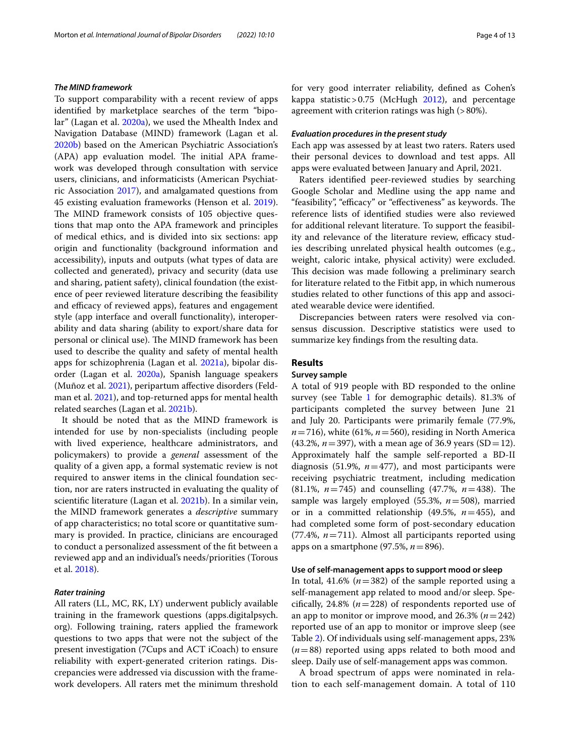### *The MIND framework*

To support comparability with a recent review of apps identified by marketplace searches of the term "bipolar" (Lagan et al. 2020a), we used the Mhealth Index and Navigation Database (MIND) framework (Lagan et al. 2020b) based on the American Psychiatric Association's (APA) app evaluation model. The initial APA framework was developed through consultation with service users, clinicians, and informaticists (American Psychiatric Association 2017), and amalgamated questions from 45 existing evaluation frameworks (Henson et al. 2019). The MIND framework consists of 105 objective questions that map onto the APA framework and principles of medical ethics, and is divided into six sections: app origin and functionality (background information and accessibility), inputs and outputs (what types of data are collected and generated), privacy and security (data use and sharing, patient safety), clinical foundation (the existence of peer reviewed literature describing the feasibility and efficacy of reviewed apps), features and engagement style (app interface and overall functionality), interoperability and data sharing (ability to export/share data for personal or clinical use). The MIND framework has been used to describe the quality and safety of mental health apps for schizophrenia (Lagan et al. 2021a), bipolar disorder (Lagan et al. 2020a), Spanish language speakers (Muñoz et al. 2021), peripartum affective disorders (Feldman et al. 2021), and top-returned apps for mental health related searches (Lagan et al. 2021b).

It should be noted that as the MIND framework is intended for use by non-specialists (including people with lived experience, healthcare administrators, and policymakers) to provide a *general* assessment of the quality of a given app, a formal systematic review is not required to answer items in the clinical foundation section, nor are raters instructed in evaluating the quality of scientific literature (Lagan et al. 2021b). In a similar vein, the MIND framework generates a *descriptive* summary of app characteristics; no total score or quantitative summary is provided. In practice, clinicians are encouraged to conduct a personalized assessment of the fit between a reviewed app and an individual's needs/priorities (Torous et al. 2018).

### *Rater training*

All raters (LL, MC, RK, LY) underwent publicly available training in the framework questions (apps.digitalpsych.org). Following training, raters applied the framework questions to two apps that were not the subject of the present investigation (7Cups and ACT iCoach) to ensure reliability with expert-generated criterion ratings. Discrepancies were addressed via discussion with the framework developers. All raters met the minimum threshold for very good interrater reliability, defined as Cohen's kappa statistic > 0.75 (McHugh 2012), and percentage agreement with criterion ratings was high (> 80%).

### *Evaluation procedures in the present study*

Each app was assessed by at least two raters. Raters used their personal devices to download and test apps. All apps were evaluated between January and April, 2021.

Raters identified peer-reviewed studies by searching Google Scholar and Medline using the app name and "feasibility", "efficacy" or "effectiveness" as keywords. The reference lists of identified studies were also reviewed for additional relevant literature. To support the feasibility and relevance of the literature review, efficacy studies describing unrelated physical health outcomes (e.g., weight, caloric intake, physical activity) were excluded. This decision was made following a preliminary search for literature related to the Fitbit app, in which numerous studies related to other functions of this app and associated wearable device were identified.

Discrepancies between raters were resolved via consensus discussion. Descriptive statistics were used to summarize key findings from the resulting data.

## Results

### Survey sample

A total of 919 people with BD responded to the online survey (see Table 1 for demographic details). 81.3% of participants completed the survey between June 21 and July 20. Participants were primarily female (77.9%, $n = 716$), white (61%, $n = 560$), residing in North America (43.2%, $n = 397$), with a mean age of 36.9 years (SD = 12). Approximately half the sample self-reported a BD-II diagnosis (51.9%, $n = 477$), and most participants were receiving psychiatric treatment, including medication (81.1%, $n = 745$) and counselling (47.7%, $n = 438$). The sample was largely employed (55.3%, $n = 508$), married or in a committed relationship (49.5%, $n = 455$), and had completed some form of post-secondary education (77.4%, $n = 711$). Almost all participants reported using apps on a smartphone (97.5%, $n = 896$).

### Use of self-management apps to support mood or sleep

In total, 41.6% ($n = 382$) of the sample reported using a self-management app related to mood and/or sleep. Specifically, 24.8% ($n = 228$) of respondents reported use of an app to monitor or improve mood, and 26.3% ($n = 242$) reported use of an app to monitor or improve sleep (see Table 2). Of individuals using self-management apps, 23% ($n = 88$) reported using apps related to both mood and sleep. Daily use of self-management apps was common.

A broad spectrum of apps were nominated in relation to each self-management domain. A total of 110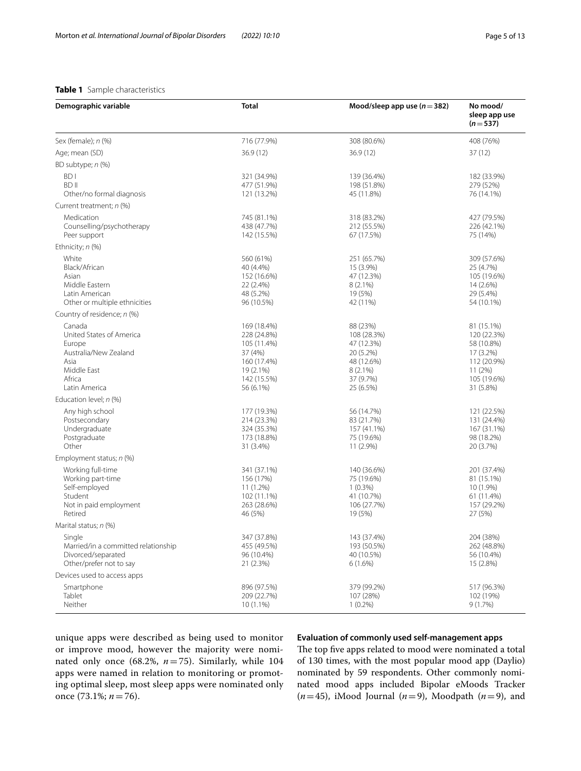**Table 1** Sample characteristics

| Demographic variable | Total | Mood/sleep app use ($n=382$) | No mood/sleep app use ($n=537$) |
|---|---|---|---|
| Sex (female); *n* (%) | 716 (77.9%) | 308 (80.6%) | 408 (76%) |
| Age; mean (SD) | 36.9 (12) | 36.9 (12) | 37 (12) |
| BD subtype; *n* (%) | | | |
| BD I | 321 (34.9%) | 139 (36.4%) | 182 (33.9%) |
| BD II | 477 (51.9%) | 198 (51.8%) | 279 (52%) |
| Other/no formal diagnosis | 121 (13.2%) | 45 (11.8%) | 76 (14.1%) |
| Current treatment; *n* (%) | | | |
| Medication | 745 (81.1%) | 318 (83.2%) | 427 (79.5%) |
| Counselling/psychotherapy | 438 (47.7%) | 212 (55.5%) | 226 (42.1%) |
| Peer support | 142 (15.5%) | 67 (17.5%) | 75 (14%) |
| Ethnicity; *n* (%) | | | |
| White | 560 (61%) | 251 (65.7%) | 309 (57.6%) |
| Black/African | 40 (4.4%) | 15 (3.9%) | 25 (4.7%) |
| Asian | 152 (16.6%) | 47 (12.3%) | 105 (19.6%) |
| Middle Eastern | 22 (2.4%) | 8 (2.1%) | 14 (2.6%) |
| Latin American | 48 (5.2%) | 19 (5%) | 29 (5.4%) |
| Other or multiple ethnicities | 96 (10.5%) | 42 (11%) | 54 (10.1%) |
| Country of residence; *n* (%) | | | |
| Canada | 169 (18.4%) | 88 (23%) | 81 (15.1%) |
| United States of America | 228 (24.8%) | 108 (28.3%) | 120 (22.3%) |
| Europe | 105 (11.4%) | 47 (12.3%) | 58 (10.8%) |
| Australia/New Zealand | 37 (4%) | 20 (5.2%) | 17 (3.2%) |
| Asia | 160 (17.4%) | 48 (12.6%) | 112 (20.9%) |
| Middle East | 19 (2.1%) | 8 (2.1%) | 11 (2%) |
| Africa | 142 (15.5%) | 37 (9.7%) | 105 (19.6%) |
| Latin America | 56 (6.1%) | 25 (6.5%) | 31 (5.8%) |
| Education level; *n* (%) | | | |
| Any high school | 177 (19.3%) | 56 (14.7%) | 121 (22.5%) |
| Postsecondary | 214 (23.3%) | 83 (21.7%) | 131 (24.4%) |
| Undergraduate | 324 (35.3%) | 157 (41.1%) | 167 (31.1%) |
| Postgraduate | 173 (18.8%) | 75 (19.6%) | 98 (18.2%) |
| Other | 31 (3.4%) | 11 (2.9%) | 20 (3.7%) |
| Employment status; *n* (%) | | | |
| Working full-time | 341 (37.1%) | 140 (36.6%) | 201 (37.4%) |
| Working part-time | 156 (17%) | 75 (19.6%) | 81 (15.1%) |
| Self-employed | 11 (1.2%) | 1 (0.3%) | 10 (1.9%) |
| Student | 102 (11.1%) | 41 (10.7%) | 61 (11.4%) |
| Not in paid employment | 263 (28.6%) | 106 (27.7%) | 157 (29.2%) |
| Retired | 46 (5%) | 19 (5%) | 27 (5%) |
| Marital status; *n* (%) | | | |
| Single | 347 (37.8%) | 143 (37.4%) | 204 (38%) |
| Married/in a committed relationship | 455 (49.5%) | 193 (50.5%) | 262 (48.8%) |
| Divorced/separated | 96 (10.4%) | 40 (10.5%) | 56 (10.4%) |
| Other/prefer not to say | 21 (2.3%) | 6 (1.6%) | 15 (2.8%) |
| Devices used to access apps | | | |
| Smartphone | 896 (97.5%) | 379 (99.2%) | 517 (96.3%) |
| Tablet | 209 (22.7%) | 107 (28%) | 102 (19%) |
| Neither | 10 (1.1%) | 1 (0.2%) | 9 (1.7%) |

unique apps were described as being used to monitor or improve mood, however the majority were nominated only once (68.2%, $n=75$). Similarly, while 104 apps were named in relation to monitoring or promoting optimal sleep, most sleep apps were nominated only once (73.1%; $n=76$).

### Evaluation of commonly used self-management apps

The top five apps related to mood were nominated a total of 130 times, with the most popular mood app (Daylio) nominated by 59 respondents. Other commonly nominated mood apps included Bipolar eMoods Tracker ($n=45$), iMood Journal ($n=9$), Moodpath ($n=9$), and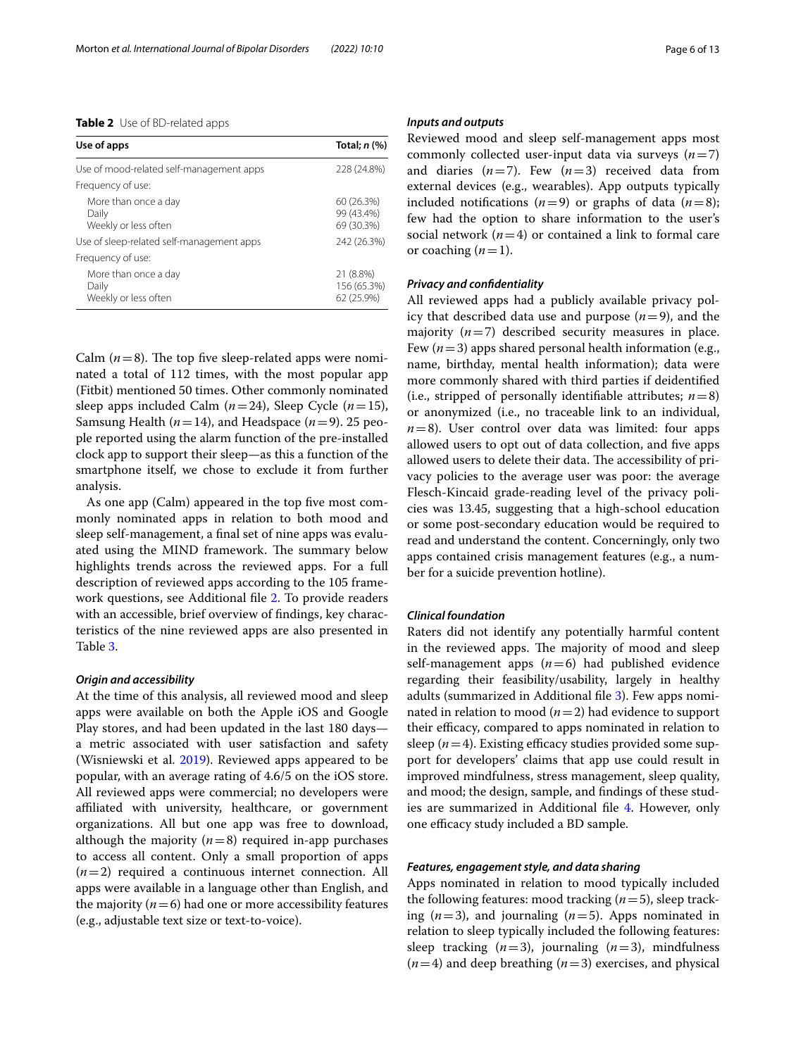**Table 2** Use of BD-related apps

| Use of apps | Total; n (%) |
|---|---|
| Use of mood-related self-management apps | 228 (24.8%) |
| Frequency of use: | |
| More than once a day | 60 (26.3%) |
| Daily | 99 (43.4%) |
| Weekly or less often | 69 (30.3%) |
| Use of sleep-related self-management apps | 242 (26.3%) |
| Frequency of use: | |
| More than once a day | 21 (8.8%) |
| Daily | 156 (65.3%) |
| Weekly or less often | 62 (25.9%) |

Calm ($n=8$). The top five sleep-related apps were nominated a total of 112 times, with the most popular app (Fitbit) mentioned 50 times. Other commonly nominated sleep apps included Calm ($n=24$), Sleep Cycle ($n=15$), Samsung Health ($n=14$), and Headspace ($n=9$). 25 people reported using the alarm function of the pre-installed clock app to support their sleep—as this a function of the smartphone itself, we chose to exclude it from further analysis.

As one app (Calm) appeared in the top five most commonly nominated apps in relation to both mood and sleep self-management, a final set of nine apps was evaluated using the MIND framework. The summary below highlights trends across the reviewed apps. For a full description of reviewed apps according to the 105 framework questions, see Additional file 2. To provide readers with an accessible, brief overview of findings, key characteristics of the nine reviewed apps are also presented in Table 3.

#### *Origin and accessibility*

At the time of this analysis, all reviewed mood and sleep apps were available on both the Apple iOS and Google Play stores, and had been updated in the last 180 days—a metric associated with user satisfaction and safety (Wisniewski et al. 2019). Reviewed apps appeared to be popular, with an average rating of 4.6/5 on the iOS store. All reviewed apps were commercial; no developers were affiliated with university, healthcare, or government organizations. All but one app was free to download, although the majority ($n=8$) required in-app purchases to access all content. Only a small proportion of apps ($n=2$) required a continuous internet connection. All apps were available in a language other than English, and the majority ($n=6$) had one or more accessibility features (e.g., adjustable text size or text-to-voice).

#### *Inputs and outputs*

Reviewed mood and sleep self-management apps most commonly collected user-input data via surveys ($n=7$) and diaries ($n=7$). Few ($n=3$) received data from external devices (e.g., wearables). App outputs typically included notifications ($n=9$) or graphs of data ($n=8$); few had the option to share information to the user's social network ($n=4$) or contained a link to formal care or coaching ($n=1$).

#### *Privacy and confidentiality*

All reviewed apps had a publicly available privacy policy that described data use and purpose ($n=9$), and the majority ($n=7$) described security measures in place. Few ($n=3$) apps shared personal health information (e.g., name, birthday, mental health information); data were more commonly shared with third parties if deidentified (i.e., stripped of personally identifiable attributes; $n=8$) or anonymized (i.e., no traceable link to an individual, $n=8$). User control over data was limited: four apps allowed users to opt out of data collection, and five apps allowed users to delete their data. The accessibility of privacy policies to the average user was poor: the average Flesch-Kincaid grade-reading level of the privacy policies was 13.45, suggesting that a high-school education or some post-secondary education would be required to read and understand the content. Concerningly, only two apps contained crisis management features (e.g., a number for a suicide prevention hotline).

#### *Clinical foundation*

Raters did not identify any potentially harmful content in the reviewed apps. The majority of mood and sleep self-management apps ($n=6$) had published evidence regarding their feasibility/usability, largely in healthy adults (summarized in Additional file 3). Few apps nominated in relation to mood ($n=2$) had evidence to support their efficacy, compared to apps nominated in relation to sleep ($n=4$). Existing efficacy studies provided some support for developers' claims that app use could result in improved mindfulness, stress management, sleep quality, and mood; the design, sample, and findings of these studies are summarized in Additional file 4. However, only one efficacy study included a BD sample.

#### *Features, engagement style, and data sharing*

Apps nominated in relation to mood typically included the following features: mood tracking ($n=5$), sleep tracking ($n=3$), and journaling ($n=5$). Apps nominated in relation to sleep typically included the following features: sleep tracking ($n=3$), journaling ($n=3$), mindfulness ($n=4$) and deep breathing ($n=3$) exercises, and physical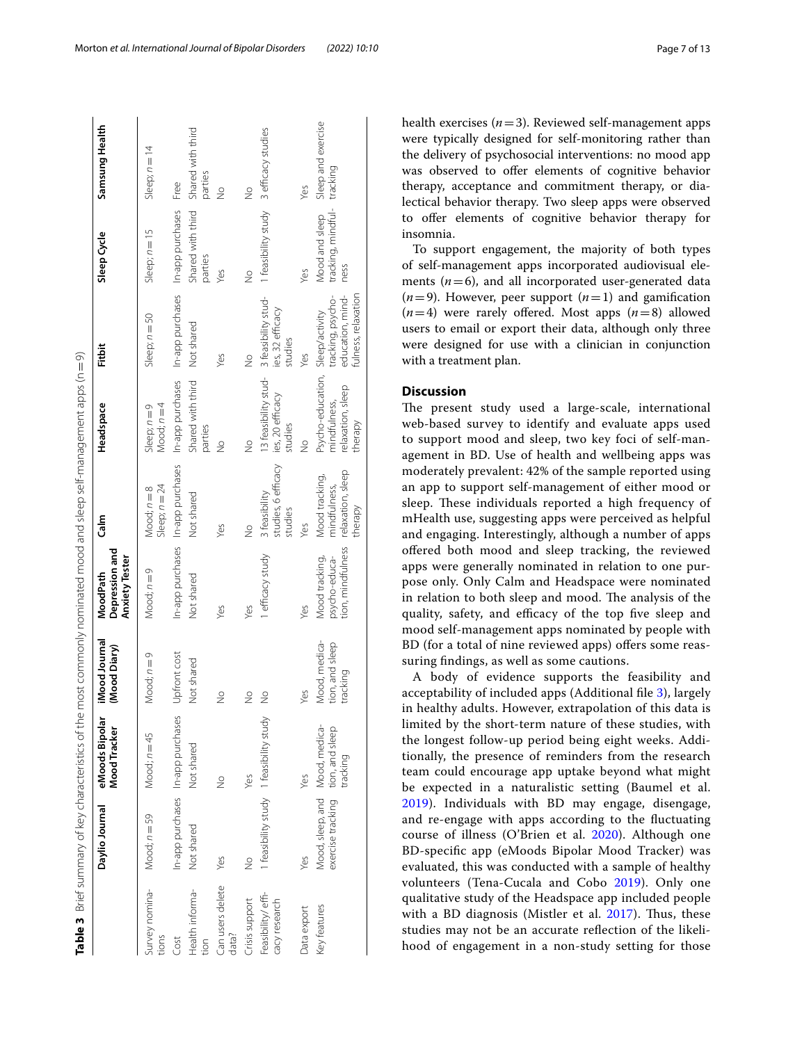**Table 3** Brief summary of key characteristics of the most commonly nominated mood and sleep self-management apps (n = 9)

| | Daylio Journal | eMoods Bipolar Mood Tracker | iMood Journal (Mood Diary) | MoodPath Depression and Anxiety Tester | Calm | Headspace | Fitbit | Sleep Cycle | Samsung Health |
|---|---|---|---|---|---|---|---|---|---|
| Survey nominations | Mood; n = 59 | Mood; n = 45 | Mood; n = 9 | Mood; n = 9 | Mood; n = 8 Sleep; n = 24 | Sleep; n = 9 Mood; n = 4 | Sleep; n = 50 | Sleep; n = 15 | Sleep; n = 14 |
| Cost | In-app purchases | In-app purchases | Upfront cost | In-app purchases | In-app purchases | In-app purchases | In-app purchases | In-app purchases | Free |
| Health information | Not shared | Not shared | Not shared | Not shared | Not shared | Shared with third parties | Not shared | Shared with third parties | Shared with third parties |
| Can users delete data? | Yes | No | No | Yes | Yes | No | Yes | Yes | No |
| Crisis support | No | Yes | No | Yes | No | No | No | No | No |
| Feasibility/ efficacy research | 1 feasibility study | 1 feasibility study | No | 1 efficacy study | 3 feasibility studies, 6 efficacy studies | 13 feasibility studies, 20 efficacy studies | 3 feasibility studies, 32 efficacy studies | 1 feasibility study | 3 efficacy studies |
| Data export | Yes | Yes | Yes | Yes | Yes | No | Yes | Yes | Yes |
| Key features | Mood, sleep, and exercise tracking | Mood, medication, and sleep tracking | Mood, medication, and sleep tracking | Mood tracking, psycho-education, mindfulness | Mood tracking, mindfulness, relaxation, sleep therapy | Psycho-education, mindfulness, relaxation, sleep therapy | Sleep/activity tracking, psycho-education, mindfulness, relaxation | Mood and sleep tracking, mindfulness | Sleep and exercise tracking |

health exercises ($n = 3$). Reviewed self-management apps were typically designed for self-monitoring rather than the delivery of psychosocial interventions: no mood app was observed to offer elements of cognitive behavior therapy, acceptance and commitment therapy, or dialectical behavior therapy. Two sleep apps were observed to offer elements of cognitive behavior therapy for insomnia.

To support engagement, the majority of both types of self-management apps incorporated audiovisual elements ($n = 6$), and all incorporated user-generated data ($n = 9$). However, peer support ($n = 1$) and gamification ($n = 4$) were rarely offered. Most apps ($n = 8$) allowed users to email or export their data, although only three were designed for use with a clinician in conjunction with a treatment plan.

## Discussion

The present study used a large-scale, international web-based survey to identify and evaluate apps used to support mood and sleep, two key foci of self-management in BD. Use of health and wellbeing apps was moderately prevalent: 42% of the sample reported using an app to support self-management of either mood or sleep. These individuals reported a high frequency of mHealth use, suggesting apps were perceived as helpful and engaging. Interestingly, although a number of apps offered both mood and sleep tracking, the reviewed apps were generally nominated in relation to one purpose only. Only Calm and Headspace were nominated in relation to both sleep and mood. The analysis of the quality, safety, and efficacy of the top five sleep and mood self-management apps nominated by people with BD (for a total of nine reviewed apps) offers some reassuring findings, as well as some cautions.

A body of evidence supports the feasibility and acceptability of included apps (Additional file 3), largely in healthy adults. However, extrapolation of this data is limited by the short-term nature of these studies, with the longest follow-up period being eight weeks. Additionally, the presence of reminders from the research team could encourage app uptake beyond what might be expected in a naturalistic setting (Baumel et al. 2019). Individuals with BD may engage, disengage, and re-engage with apps according to the fluctuating course of illness (O'Brien et al. 2020). Although one BD-specific app (eMoods Bipolar Mood Tracker) was evaluated, this was conducted with a sample of healthy volunteers (Tena-Cucala and Cobo 2019). Only one qualitative study of the Headspace app included people with a BD diagnosis (Mistler et al. 2017). Thus, these studies may not be an accurate reflection of the likelihood of engagement in a non-study setting for those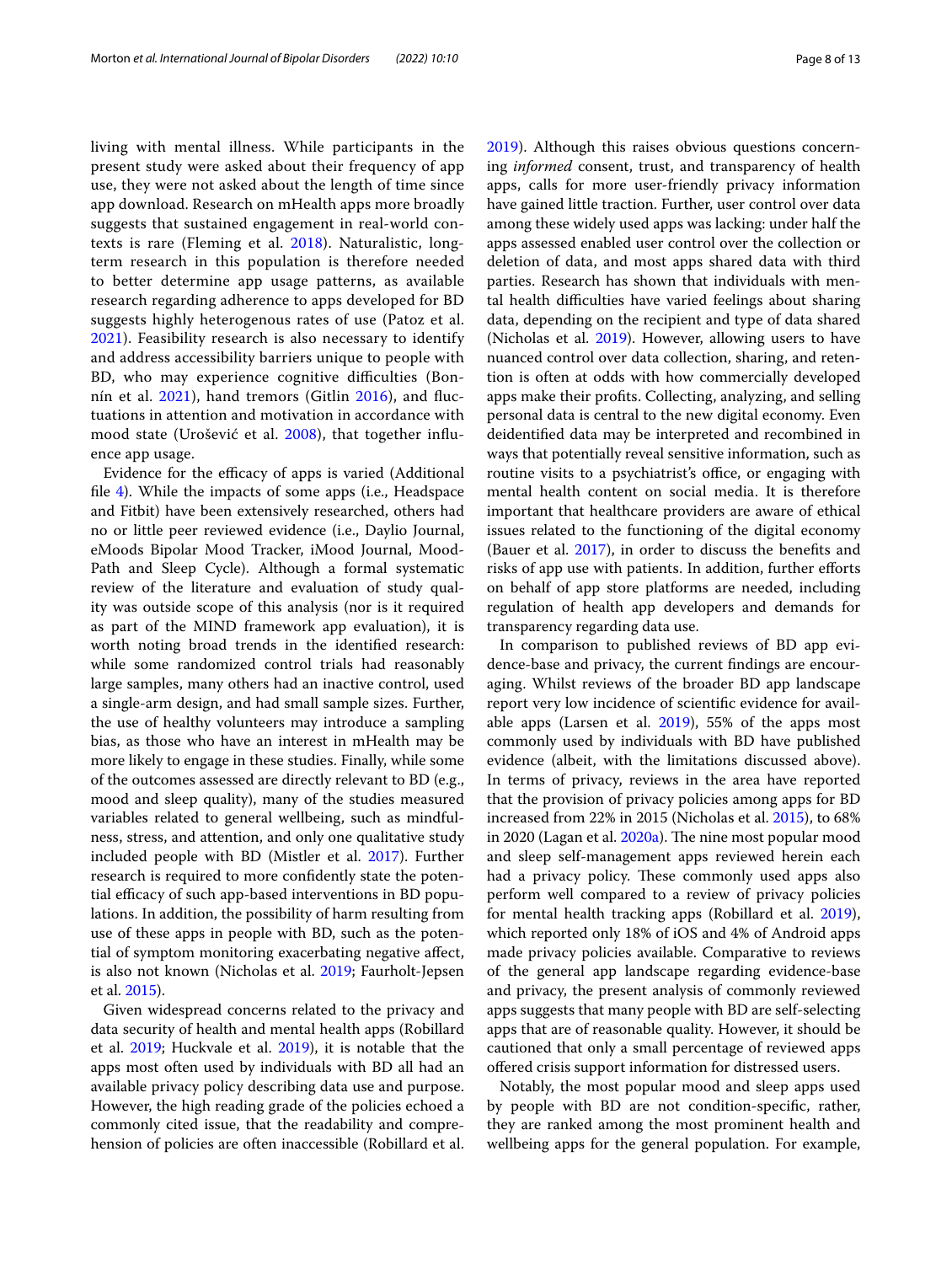living with mental illness. While participants in the present study were asked about their frequency of app use, they were not asked about the length of time since app download. Research on mHealth apps more broadly suggests that sustained engagement in real-world contexts is rare (Fleming et al. 2018). Naturalistic, long-term research in this population is therefore needed to better determine app usage patterns, as available research regarding adherence to apps developed for BD suggests highly heterogenous rates of use (Patoz et al. 2021). Feasibility research is also necessary to identify and address accessibility barriers unique to people with BD, who may experience cognitive difficulties (Bonnín et al. 2021), hand tremors (Gitlin 2016), and fluctuations in attention and motivation in accordance with mood state (Urošević et al. 2008), that together influence app usage.

Evidence for the efficacy of apps is varied (Additional file 4). While the impacts of some apps (i.e., Headspace and Fitbit) have been extensively researched, others had no or little peer reviewed evidence (i.e., Daylio Journal, eMoods Bipolar Mood Tracker, iMood Journal, MoodPath and Sleep Cycle). Although a formal systematic review of the literature and evaluation of study quality was outside scope of this analysis (nor is it required as part of the MIND framework app evaluation), it is worth noting broad trends in the identified research: while some randomized control trials had reasonably large samples, many others had an inactive control, used a single-arm design, and had small sample sizes. Further, the use of healthy volunteers may introduce a sampling bias, as those who have an interest in mHealth may be more likely to engage in these studies. Finally, while some of the outcomes assessed are directly relevant to BD (e.g., mood and sleep quality), many of the studies measured variables related to general wellbeing, such as mindfulness, stress, and attention, and only one qualitative study included people with BD (Mistler et al. 2017). Further research is required to more confidently state the potential efficacy of such app-based interventions in BD populations. In addition, the possibility of harm resulting from use of these apps in people with BD, such as the potential of symptom monitoring exacerbating negative affect, is also not known (Nicholas et al. 2019; Faurholt-Jepsen et al. 2015).

Given widespread concerns related to the privacy and data security of health and mental health apps (Robillard et al. 2019; Huckvale et al. 2019), it is notable that the apps most often used by individuals with BD all had an available privacy policy describing data use and purpose. However, the high reading grade of the policies echoed a commonly cited issue, that the readability and comprehension of policies are often inaccessible (Robillard et al. 2019). Although this raises obvious questions concerning *informed* consent, trust, and transparency of health apps, calls for more user-friendly privacy information have gained little traction. Further, user control over data among these widely used apps was lacking: under half the apps assessed enabled user control over the collection or deletion of data, and most apps shared data with third parties. Research has shown that individuals with mental health difficulties have varied feelings about sharing data, depending on the recipient and type of data shared (Nicholas et al. 2019). However, allowing users to have nuanced control over data collection, sharing, and retention is often at odds with how commercially developed apps make their profits. Collecting, analyzing, and selling personal data is central to the new digital economy. Even deidentified data may be interpreted and recombined in ways that potentially reveal sensitive information, such as routine visits to a psychiatrist's office, or engaging with mental health content on social media. It is therefore important that healthcare providers are aware of ethical issues related to the functioning of the digital economy (Bauer et al. 2017), in order to discuss the benefits and risks of app use with patients. In addition, further efforts on behalf of app store platforms are needed, including regulation of health app developers and demands for transparency regarding data use.

In comparison to published reviews of BD app evidence-base and privacy, the current findings are encouraging. Whilst reviews of the broader BD app landscape report very low incidence of scientific evidence for available apps (Larsen et al. 2019), 55% of the apps most commonly used by individuals with BD have published evidence (albeit, with the limitations discussed above). In terms of privacy, reviews in the area have reported that the provision of privacy policies among apps for BD increased from 22% in 2015 (Nicholas et al. 2015), to 68% in 2020 (Lagan et al. 2020a). The nine most popular mood and sleep self-management apps reviewed herein each had a privacy policy. These commonly used apps also perform well compared to a review of privacy policies for mental health tracking apps (Robillard et al. 2019), which reported only 18% of iOS and 4% of Android apps made privacy policies available. Comparative to reviews of the general app landscape regarding evidence-base and privacy, the present analysis of commonly reviewed apps suggests that many people with BD are self-selecting apps that are of reasonable quality. However, it should be cautioned that only a small percentage of reviewed apps offered crisis support information for distressed users.

Notably, the most popular mood and sleep apps used by people with BD are not condition-specific, rather, they are ranked among the most prominent health and wellbeing apps for the general population. For example,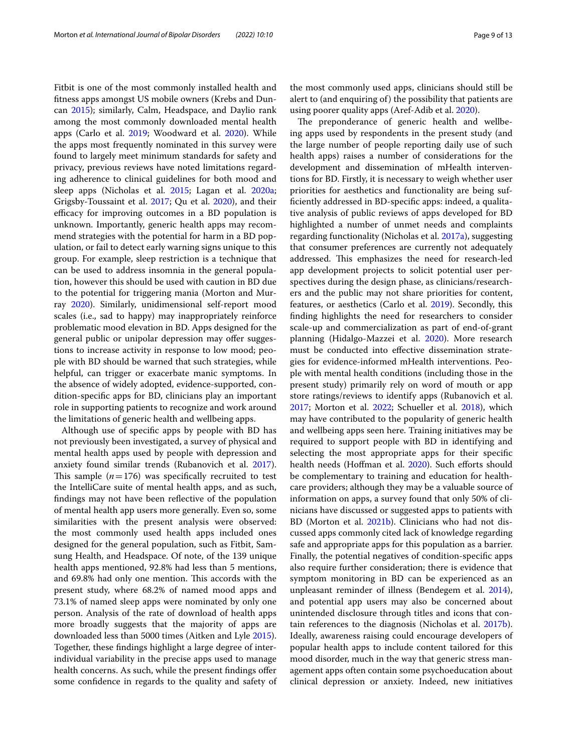Fitbit is one of the most commonly installed health and fitness apps amongst US mobile owners (Krebs and Duncan 2015); similarly, Calm, Headspace, and Daylio rank among the most commonly downloaded mental health apps (Carlo et al. 2019; Woodward et al. 2020). While the apps most frequently nominated in this survey were found to largely meet minimum standards for safety and privacy, previous reviews have noted limitations regarding adherence to clinical guidelines for both mood and sleep apps (Nicholas et al. 2015; Lagan et al. 2020a; Grigsby-Toussaint et al. 2017; Qu et al. 2020), and their efficacy for improving outcomes in a BD population is unknown. Importantly, generic health apps may recommend strategies with the potential for harm in a BD population, or fail to detect early warning signs unique to this group. For example, sleep restriction is a technique that can be used to address insomnia in the general population, however this should be used with caution in BD due to the potential for triggering mania (Morton and Murray 2020). Similarly, unidimensional self-report mood scales (i.e., sad to happy) may inappropriately reinforce problematic mood elevation in BD. Apps designed for the general public or unipolar depression may offer suggestions to increase activity in response to low mood; people with BD should be warned that such strategies, while helpful, can trigger or exacerbate manic symptoms. In the absence of widely adopted, evidence-supported, condition-specific apps for BD, clinicians play an important role in supporting patients to recognize and work around the limitations of generic health and wellbeing apps.

Although use of specific apps by people with BD has not previously been investigated, a survey of physical and mental health apps used by people with depression and anxiety found similar trends (Rubanovich et al. 2017). This sample ($n = 176$) was specifically recruited to test the IntelliCare suite of mental health apps, and as such, findings may not have been reflective of the population of mental health app users more generally. Even so, some similarities with the present analysis were observed: the most commonly used health apps included ones designed for the general population, such as Fitbit, Samsung Health, and Headspace. Of note, of the 139 unique health apps mentioned, 92.8% had less than 5 mentions, and 69.8% had only one mention. This accords with the present study, where 68.2% of named mood apps and 73.1% of named sleep apps were nominated by only one person. Analysis of the rate of download of health apps more broadly suggests that the majority of apps are downloaded less than 5000 times (Aitken and Lyle 2015). Together, these findings highlight a large degree of inter-individual variability in the precise apps used to manage health concerns. As such, while the present findings offer some confidence in regards to the quality and safety of the most commonly used apps, clinicians should still be alert to (and enquiring of) the possibility that patients are using poorer quality apps (Aref-Adib et al. 2020).

The preponderance of generic health and wellbeing apps used by respondents in the present study (and the large number of people reporting daily use of such health apps) raises a number of considerations for the development and dissemination of mHealth interventions for BD. Firstly, it is necessary to weigh whether user priorities for aesthetics and functionality are being sufficiently addressed in BD-specific apps: indeed, a qualitative analysis of public reviews of apps developed for BD highlighted a number of unmet needs and complaints regarding functionality (Nicholas et al. 2017a), suggesting that consumer preferences are currently not adequately addressed. This emphasizes the need for research-led app development projects to solicit potential user perspectives during the design phase, as clinicians/researchers and the public may not share priorities for content, features, or aesthetics (Carlo et al. 2019). Secondly, this finding highlights the need for researchers to consider scale-up and commercialization as part of end-of-grant planning (Hidalgo-Mazzei et al. 2020). More research must be conducted into effective dissemination strategies for evidence-informed mHealth interventions. People with mental health conditions (including those in the present study) primarily rely on word of mouth or app store ratings/reviews to identify apps (Rubanovich et al. 2017; Morton et al. 2022; Schueller et al. 2018), which may have contributed to the popularity of generic health and wellbeing apps seen here. Training initiatives may be required to support people with BD in identifying and selecting the most appropriate apps for their specific health needs (Hoffman et al. 2020). Such efforts should be complementary to training and education for healthcare providers; although they may be a valuable source of information on apps, a survey found that only 50% of clinicians have discussed or suggested apps to patients with BD (Morton et al. 2021b). Clinicians who had not discussed apps commonly cited lack of knowledge regarding safe and appropriate apps for this population as a barrier. Finally, the potential negatives of condition-specific apps also require further consideration; there is evidence that symptom monitoring in BD can be experienced as an unpleasant reminder of illness (Bendegem et al. 2014), and potential app users may also be concerned about unintended disclosure through titles and icons that contain references to the diagnosis (Nicholas et al. 2017b). Ideally, awareness raising could encourage developers of popular health apps to include content tailored for this mood disorder, much in the way that generic stress management apps often contain some psychoeducation about clinical depression or anxiety. Indeed, new initiatives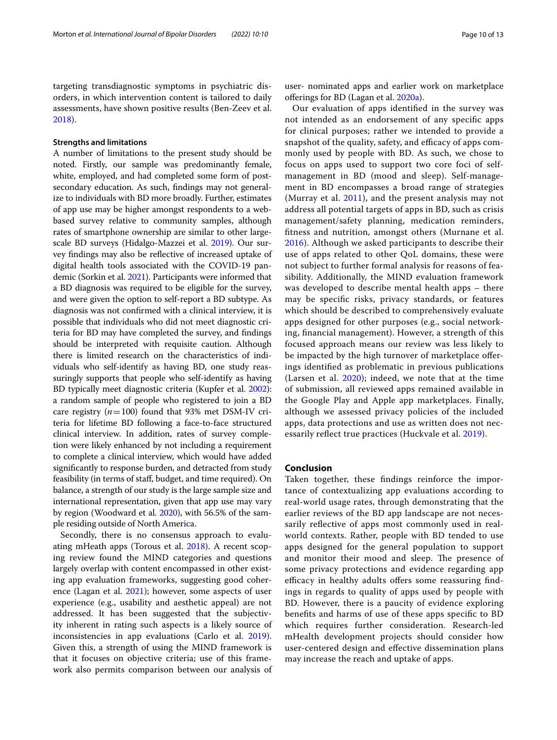targeting transdiagnostic symptoms in psychiatric disorders, in which intervention content is tailored to daily assessments, have shown positive results (Ben-Zeev et al. 2018).

### Strengths and limitations

A number of limitations to the present study should be noted. Firstly, our sample was predominantly female, white, employed, and had completed some form of post-secondary education. As such, findings may not generalize to individuals with BD more broadly. Further, estimates of app use may be higher amongst respondents to a web-based survey relative to community samples, although rates of smartphone ownership are similar to other large-scale BD surveys (Hidalgo-Mazzei et al. 2019). Our survey findings may also be reflective of increased uptake of digital health tools associated with the COVID-19 pandemic (Sorkin et al. 2021). Participants were informed that a BD diagnosis was required to be eligible for the survey, and were given the option to self-report a BD subtype. As diagnosis was not confirmed with a clinical interview, it is possible that individuals who did not meet diagnostic criteria for BD may have completed the survey, and findings should be interpreted with requisite caution. Although there is limited research on the characteristics of individuals who self-identify as having BD, one study reassuringly supports that people who self-identify as having BD typically meet diagnostic criteria (Kupfer et al. 2002): a random sample of people who registered to join a BD care registry ($n = 100$) found that 93% met DSM-IV criteria for lifetime BD following a face-to-face structured clinical interview. In addition, rates of survey completion were likely enhanced by not including a requirement to complete a clinical interview, which would have added significantly to response burden, and detracted from study feasibility (in terms of staff, budget, and time required). On balance, a strength of our study is the large sample size and international representation, given that app use may vary by region (Woodward et al. 2020), with 56.5% of the sample residing outside of North America.

Secondly, there is no consensus approach to evaluating mHeath apps (Torous et al. 2018). A recent scoping review found the MIND categories and questions largely overlap with content encompassed in other existing app evaluation frameworks, suggesting good coherence (Lagan et al. 2021); however, some aspects of user experience (e.g., usability and aesthetic appeal) are not addressed. It has been suggested that the subjectivity inherent in rating such aspects is a likely source of inconsistencies in app evaluations (Carlo et al. 2019). Given this, a strength of using the MIND framework is that it focuses on objective criteria; use of this framework also permits comparison between our analysis of user- nominated apps and earlier work on marketplace offerings for BD (Lagan et al. 2020a).

Our evaluation of apps identified in the survey was not intended as an endorsement of any specific apps for clinical purposes; rather we intended to provide a snapshot of the quality, safety, and efficacy of apps commonly used by people with BD. As such, we chose to focus on apps used to support two core foci of self-management in BD (mood and sleep). Self-management in BD encompasses a broad range of strategies (Murray et al. 2011), and the present analysis may not address all potential targets of apps in BD, such as crisis management/safety planning, medication reminders, fitness and nutrition, amongst others (Murnane et al. 2016). Although we asked participants to describe their use of apps related to other QoL domains, these were not subject to further formal analysis for reasons of feasibility. Additionally, the MIND evaluation framework was developed to describe mental health apps – there may be specific risks, privacy standards, or features which should be described to comprehensively evaluate apps designed for other purposes (e.g., social networking, financial management). However, a strength of this focused approach means our review was less likely to be impacted by the high turnover of marketplace offerings identified as problematic in previous publications (Larsen et al. 2020); indeed, we note that at the time of submission, all reviewed apps remained available in the Google Play and Apple app marketplaces. Finally, although we assessed privacy policies of the included apps, data protections and use as written does not necessarily reflect true practices (Huckvale et al. 2019).

## Conclusion

Taken together, these findings reinforce the importance of contextualizing app evaluations according to real-world usage rates, through demonstrating that the earlier reviews of the BD app landscape are not necessarily reflective of apps most commonly used in real-world contexts. Rather, people with BD tended to use apps designed for the general population to support and monitor their mood and sleep. The presence of some privacy protections and evidence regarding app efficacy in healthy adults offers some reassuring findings in regards to quality of apps used by people with BD. However, there is a paucity of evidence exploring benefits and harms of use of these apps specific to BD which requires further consideration. Research-led mHealth development projects should consider how user-centered design and effective dissemination plans may increase the reach and uptake of apps.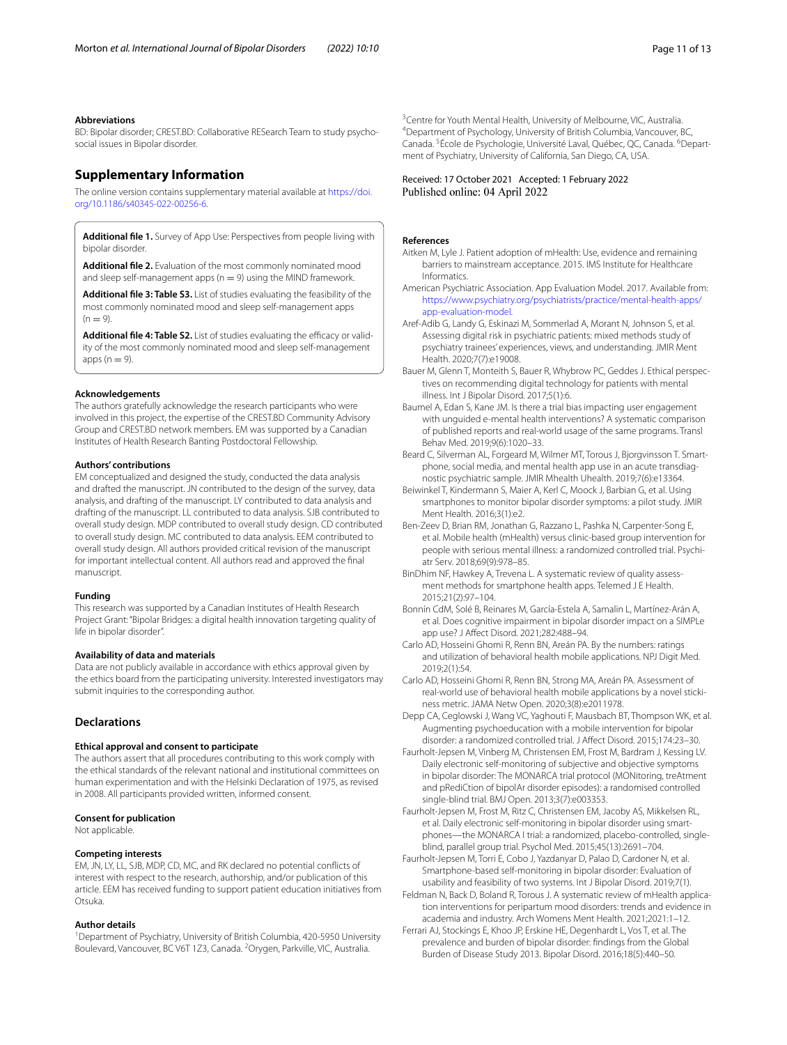#### Abbreviations

BD: Bipolar disorder; CREST.BD: Collaborative RESearch Team to study psychosocial issues in Bipolar disorder.

## Supplementary Information

The online version contains supplementary material available at https://doi.org/10.1186/s40345-022-00256-6.

**Additional file 1.** Survey of App Use: Perspectives from people living with bipolar disorder.

**Additional file 2.** Evaluation of the most commonly nominated mood and sleep self-management apps (n = 9) using the MIND framework.

**Additional file 3: Table S3.** List of studies evaluating the feasibility of the most commonly nominated mood and sleep self-management apps (n = 9).

**Additional file 4: Table S2.** List of studies evaluating the efficacy or validity of the most commonly nominated mood and sleep self-management apps (n = 9).

#### Acknowledgements

The authors gratefully acknowledge the research participants who were involved in this project, the expertise of the CREST.BD Community Advisory Group and CREST.BD network members. EM was supported by a Canadian Institutes of Health Research Banting Postdoctoral Fellowship.

#### Authors' contributions

EM conceptualized and designed the study, conducted the data analysis and drafted the manuscript. JN contributed to the design of the survey, data analysis, and drafting of the manuscript. LY contributed to data analysis and drafting of the manuscript. LL contributed to data analysis. SJB contributed to overall study design. MDP contributed to overall study design. CD contributed to overall study design. MC contributed to data analysis. EEM contributed to overall study design. All authors provided critical revision of the manuscript for important intellectual content. All authors read and approved the final manuscript.

#### Funding

This research was supported by a Canadian Institutes of Health Research Project Grant: "Bipolar Bridges: a digital health innovation targeting quality of life in bipolar disorder".

#### Availability of data and materials

Data are not publicly available in accordance with ethics approval given by the ethics board from the participating university. Interested investigators may submit inquiries to the corresponding author.

## Declarations

#### Ethical approval and consent to participate

The authors assert that all procedures contributing to this work comply with the ethical standards of the relevant national and institutional committees on human experimentation and with the Helsinki Declaration of 1975, as revised in 2008. All participants provided written, informed consent.

#### Consent for publication

Not applicable.

#### Competing interests

EM, JN, LY, LL, SJB, MDP, CD, MC, and RK declared no potential conflicts of interest with respect to the research, authorship, and/or publication of this article. EEM has received funding to support patient education initiatives from Otsuka.

#### Author details

[1]Department of Psychiatry, University of British Columbia, 420-5950 University Boulevard, Vancouver, BC V6T 1Z3, Canada. [2]Orygen, Parkville, VIC, Australia. [3]Centre for Youth Mental Health, University of Melbourne, VIC, Australia. [4]Department of Psychology, University of British Columbia, Vancouver, BC, Canada. [5]École de Psychologie, Université Laval, Québec, QC, Canada. [6]Department of Psychiatry, University of California, San Diego, CA, USA.

Received: 17 October 2021 Accepted: 1 February 2022
Published online: 04 April 2022

#### References

- Aitken M, Lyle J. Patient adoption of mHealth: Use, evidence and remaining barriers to mainstream acceptance. 2015. IMS Institute for Healthcare Informatics.
- American Psychiatric Association. App Evaluation Model. 2017. Available from: https://www.psychiatry.org/psychiatrists/practice/mental-health-apps/app-evaluation-model.
- Aref-Adib G, Landy G, Eskinazi M, Sommerlad A, Morant N, Johnson S, et al. Assessing digital risk in psychiatric patients: mixed methods study of psychiatry trainees' experiences, views, and understanding. JMIR Ment Health. 2020;7(7):e19008.
- Bauer M, Glenn T, Monteith S, Bauer R, Whybrow PC, Geddes J. Ethical perspectives on recommending digital technology for patients with mental illness. Int J Bipolar Disord. 2017;5(1):6.
- Baumel A, Edan S, Kane JM. Is there a trial bias impacting user engagement with unguided e-mental health interventions? A systematic comparison of published reports and real-world usage of the same programs. Transl Behav Med. 2019;9(6):1020–33.
- Beard C, Silverman AL, Forgeard M, Wilmer MT, Torous J, Bjorgvinsson T. Smartphone, social media, and mental health app use in an acute transdiagnostic psychiatric sample. JMIR Mhealth Uhealth. 2019;7(6):e13364.
- Beiwinkel T, Kindermann S, Maier A, Kerl C, Moock J, Barbian G, et al. Using smartphones to monitor bipolar disorder symptoms: a pilot study. JMIR Ment Health. 2016;3(1):e2.
- Ben-Zeev D, Brian RM, Jonathan G, Razzano L, Pashka N, Carpenter-Song E, et al. Mobile health (mHealth) versus clinic-based group intervention for people with serious mental illness: a randomized controlled trial. Psychiatr Serv. 2018;69(9):978–85.
- BinDhim NF, Hawkey A, Trevena L. A systematic review of quality assessment methods for smartphone health apps. Telemed J E Health. 2015;21(2):97–104.
- Bonnín CdM, Solé B, Reinares M, García-Estela A, Samalin L, Martínez-Arán A, et al. Does cognitive impairment in bipolar disorder impact on a SIMPLe app use? J Affect Disord. 2021;282:488–94.
- Carlo AD, Hosseini Ghomi R, Renn BN, Areán PA. By the numbers: ratings and utilization of behavioral health mobile applications. NPJ Digit Med. 2019;2(1):54.
- Carlo AD, Hosseini Ghomi R, Renn BN, Strong MA, Areán PA. Assessment of real-world use of behavioral health mobile applications by a novel stickiness metric. JAMA Netw Open. 2020;3(8):e2011978.
- Depp CA, Ceglowski J, Wang VC, Yaghouti F, Mausbach BT, Thompson WK, et al. Augmenting psychoeducation with a mobile intervention for bipolar disorder: a randomized controlled trial. J Affect Disord. 2015;174:23–30.
- Faurholt-Jepsen M, Vinberg M, Christensen EM, Frost M, Bardram J, Kessing LV. Daily electronic self-monitoring of subjective and objective symptoms in bipolar disorder: The MONARCA trial protocol (MONitoring, treAtment and pRediCtion of bipolAr disorder episodes): a randomised controlled single-blind trial. BMJ Open. 2013;3(7):e003353.
- Faurholt-Jepsen M, Frost M, Ritz C, Christensen EM, Jacoby AS, Mikkelsen RL, et al. Daily electronic self-monitoring in bipolar disorder using smartphones—the MONARCA I trial: a randomized, placebo-controlled, single-blind, parallel group trial. Psychol Med. 2015;45(13):2691–704.
- Faurholt-Jepsen M, Torri E, Cobo J, Yazdanyar D, Palao D, Cardoner N, et al. Smartphone-based self-monitoring in bipolar disorder: Evaluation of usability and feasibility of two systems. Int J Bipolar Disord. 2019;7(1).
- Feldman N, Back D, Boland R, Torous J. A systematic review of mHealth application interventions for peripartum mood disorders: trends and evidence in academia and industry. Arch Womens Ment Health. 2021;2021:1–12.
- Ferrari AJ, Stockings E, Khoo JP, Erskine HE, Degenhardt L, Vos T, et al. The prevalence and burden of bipolar disorder: findings from the Global Burden of Disease Study 2013. Bipolar Disord. 2016;18(5):440–50.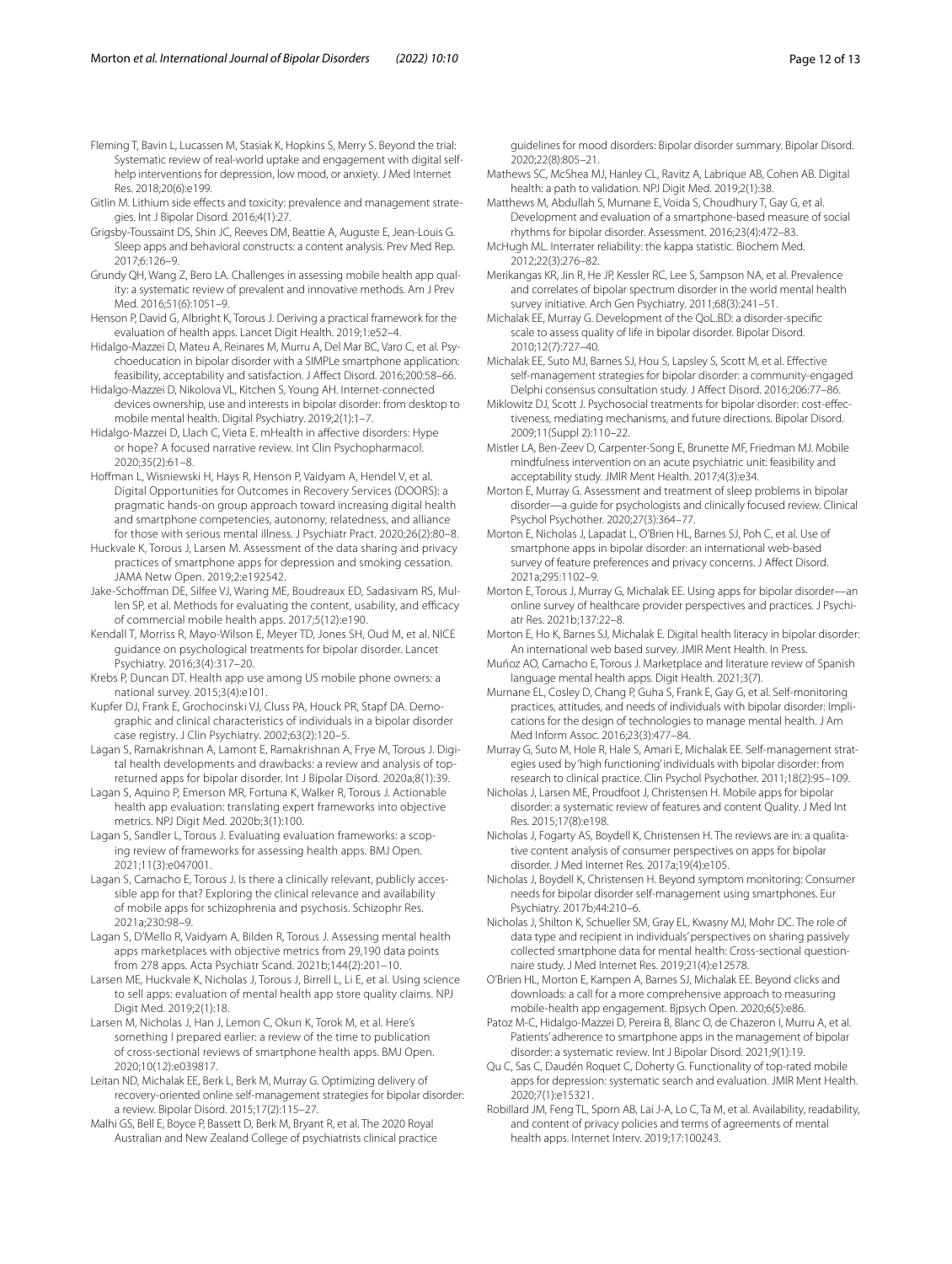Fleming T, Bavin L, Lucassen M, Stasiak K, Hopkins S, Merry S. Beyond the trial: Systematic review of real-world uptake and engagement with digital self-help interventions for depression, low mood, or anxiety. J Med Internet Res. 2018;20(6):e199.

Gitlin M. Lithium side effects and toxicity: prevalence and management strategies. Int J Bipolar Disord. 2016;4(1):27.

Grigsby-Toussaint DS, Shin JC, Reeves DM, Beattie A, Auguste E, Jean-Louis G. Sleep apps and behavioral constructs: a content analysis. Prev Med Rep. 2017;6:126–9.

Grundy QH, Wang Z, Bero LA. Challenges in assessing mobile health app quality: a systematic review of prevalent and innovative methods. Am J Prev Med. 2016;51(6):1051–9.

Henson P, David G, Albright K, Torous J. Deriving a practical framework for the evaluation of health apps. Lancet Digit Health. 2019;1:e52–4.

Hidalgo-Mazzei D, Mateu A, Reinares M, Murru A, Del Mar BC, Varo C, et al. Psychoeducation in bipolar disorder with a SIMPLe smartphone application: feasibility, acceptability and satisfaction. J Affect Disord. 2016;200:58–66.

Hidalgo-Mazzei D, Nikolova VL, Kitchen S, Young AH. Internet-connected devices ownership, use and interests in bipolar disorder: from desktop to mobile mental health. Digital Psychiatry. 2019;2(1):1–7.

Hidalgo-Mazzei D, Llach C, Vieta E. mHealth in affective disorders: Hype or hope? A focused narrative review. Int Clin Psychopharmacol. 2020;35(2):61–8.

Hoffman L, Wisniewski H, Hays R, Henson P, Vaidyam A, Hendel V, et al. Digital Opportunities for Outcomes in Recovery Services (DOORS): a pragmatic hands-on group approach toward increasing digital health and smartphone competencies, autonomy, relatedness, and alliance for those with serious mental illness. J Psychiatr Pract. 2020;26(2):80–8.

Huckvale K, Torous J, Larsen M. Assessment of the data sharing and privacy practices of smartphone apps for depression and smoking cessation. JAMA Netw Open. 2019;2:e192542.

Jake-Schoffman DE, Silfee VJ, Waring ME, Boudreaux ED, Sadasivam RS, Mullen SP, et al. Methods for evaluating the content, usability, and efficacy of commercial mobile health apps. 2017;5(12):e190.

Kendall T, Morriss R, Mayo-Wilson E, Meyer TD, Jones SH, Oud M, et al. NICE guidance on psychological treatments for bipolar disorder. Lancet Psychiatry. 2016;3(4):317–20.

Krebs P, Duncan DT. Health app use among US mobile phone owners: a national survey. 2015;3(4):e101.

Kupfer DJ, Frank E, Grochocinski VJ, Cluss PA, Houck PR, Stapf DA. Demographic and clinical characteristics of individuals in a bipolar disorder case registry. J Clin Psychiatry. 2002;63(2):120–5.

Lagan S, Ramakrishnan A, Lamont E, Ramakrishnan A, Frye M, Torous J. Digital health developments and drawbacks: a review and analysis of top-returned apps for bipolar disorder. Int J Bipolar Disord. 2020a;8(1):39.

Lagan S, Aquino P, Emerson MR, Fortuna K, Walker R, Torous J. Actionable health app evaluation: translating expert frameworks into objective metrics. NPJ Digit Med. 2020b;3(1):100.

Lagan S, Sandler L, Torous J. Evaluating evaluation frameworks: a scoping review of frameworks for assessing health apps. BMJ Open. 2021;11(3):e047001.

Lagan S, Camacho E, Torous J. Is there a clinically relevant, publicly accessible app for that? Exploring the clinical relevance and availability of mobile apps for schizophrenia and psychosis. Schizophr Res. 2021a;230:98–9.

Lagan S, D'Mello R, Vaidyam A, Bilden R, Torous J. Assessing mental health apps marketplaces with objective metrics from 29,190 data points from 278 apps. Acta Psychiatr Scand. 2021b;144(2):201–10.

Larsen ME, Huckvale K, Nicholas J, Torous J, Birrell L, Li E, et al. Using science to sell apps: evaluation of mental health app store quality claims. NPJ Digit Med. 2019;2(1):18.

Larsen M, Nicholas J, Han J, Lemon C, Okun K, Torok M, et al. Here's something I prepared earlier: a review of the time to publication of cross-sectional reviews of smartphone health apps. BMJ Open. 2020;10(12):e039817.

Leitan ND, Michalak EE, Berk L, Berk M, Murray G. Optimizing delivery of recovery-oriented online self-management strategies for bipolar disorder: a review. Bipolar Disord. 2015;17(2):115–27.

Malhi GS, Bell E, Boyce P, Bassett D, Berk M, Bryant R, et al. The 2020 Royal Australian and New Zealand College of psychiatrists clinical practice guidelines for mood disorders: Bipolar disorder summary. Bipolar Disord. 2020;22(8):805–21.

Mathews SC, McShea MJ, Hanley CL, Ravitz A, Labrique AB, Cohen AB. Digital health: a path to validation. NPJ Digit Med. 2019;2(1):38.

Matthews M, Abdullah S, Murnane E, Voida S, Choudhury T, Gay G, et al. Development and evaluation of a smartphone-based measure of social rhythms for bipolar disorder. Assessment. 2016;23(4):472–83.

McHugh ML. Interrater reliability: the kappa statistic. Biochem Med. 2012;22(3):276–82.

Merikangas KR, Jin R, He JP, Kessler RC, Lee S, Sampson NA, et al. Prevalence and correlates of bipolar spectrum disorder in the world mental health survey initiative. Arch Gen Psychiatry. 2011;68(3):241–51.

Michalak EE, Murray G. Development of the QoL.BD: a disorder-specific scale to assess quality of life in bipolar disorder. Bipolar Disord. 2010;12(7):727–40.

Michalak EE, Suto MJ, Barnes SJ, Hou S, Lapsley S, Scott M, et al. Effective self-management strategies for bipolar disorder: a community-engaged Delphi consensus consultation study. J Affect Disord. 2016;206:77–86.

Miklowitz DJ, Scott J. Psychosocial treatments for bipolar disorder: cost-effectiveness, mediating mechanisms, and future directions. Bipolar Disord. 2009;11(Suppl 2):110–22.

Mistler LA, Ben-Zeev D, Carpenter-Song E, Brunette MF, Friedman MJ. Mobile mindfulness intervention on an acute psychiatric unit: feasibility and acceptability study. JMIR Ment Health. 2017;4(3):e34.

Morton E, Murray G. Assessment and treatment of sleep problems in bipolar disorder—a guide for psychologists and clinically focused review. Clinical Psychol Psychother. 2020;27(3):364–77.

Morton E, Nicholas J, Lapadat L, O'Brien HL, Barnes SJ, Poh C, et al. Use of smartphone apps in bipolar disorder: an international web-based survey of feature preferences and privacy concerns. J Affect Disord. 2021a;295:1102–9.

Morton E, Torous J, Murray G, Michalak EE. Using apps for bipolar disorder—an online survey of healthcare provider perspectives and practices. J Psychiatr Res. 2021b;137:22–8.

Morton E, Ho K, Barnes SJ, Michalak E. Digital health literacy in bipolar disorder: An international web based survey. JMIR Ment Health. In Press.

Muñoz AO, Camacho E, Torous J. Marketplace and literature review of Spanish language mental health apps. Digit Health. 2021;3(7).

Murnane EL, Cosley D, Chang P, Guha S, Frank E, Gay G, et al. Self-monitoring practices, attitudes, and needs of individuals with bipolar disorder: Implications for the design of technologies to manage mental health. J Am Med Inform Assoc. 2016;23(3):477–84.

Murray G, Suto M, Hole R, Hale S, Amari E, Michalak EE. Self-management strategies used by 'high functioning' individuals with bipolar disorder: from research to clinical practice. Clin Psychol Psychother. 2011;18(2):95–109.

Nicholas J, Larsen ME, Proudfoot J, Christensen H. Mobile apps for bipolar disorder: a systematic review of features and content Quality. J Med Int Res. 2015;17(8):e198.

Nicholas J, Fogarty AS, Boydell K, Christensen H. The reviews are in: a qualitative content analysis of consumer perspectives on apps for bipolar disorder. J Med Internet Res. 2017a;19(4):e105.

Nicholas J, Boydell K, Christensen H. Beyond symptom monitoring: Consumer needs for bipolar disorder self-management using smartphones. Eur Psychiatry. 2017b;44:210–6.

Nicholas J, Shilton K, Schueller SM, Gray EL, Kwasny MJ, Mohr DC. The role of data type and recipient in individuals' perspectives on sharing passively collected smartphone data for mental health: Cross-sectional questionnaire study. J Med Internet Res. 2019;21(4):e12578.

O'Brien HL, Morton E, Kampen A, Barnes SJ, Michalak EE. Beyond clicks and downloads: a call for a more comprehensive approach to measuring mobile-health app engagement. Bjpsych Open. 2020;6(5):e86.

Patoz M-C, Hidalgo-Mazzei D, Pereira B, Blanc O, de Chazeron I, Murru A, et al. Patients' adherence to smartphone apps in the management of bipolar disorder: a systematic review. Int J Bipolar Disord. 2021;9(1):19.

Qu C, Sas C, Daudén Roquet C, Doherty G. Functionality of top-rated mobile apps for depression: systematic search and evaluation. JMIR Ment Health. 2020;7(1):e15321.

Robillard JM, Feng TL, Sporn AB, Lai J-A, Lo C, Ta M, et al. Availability, readability, and content of privacy policies and terms of agreements of mental health apps. Internet Interv. 2019;17:100243.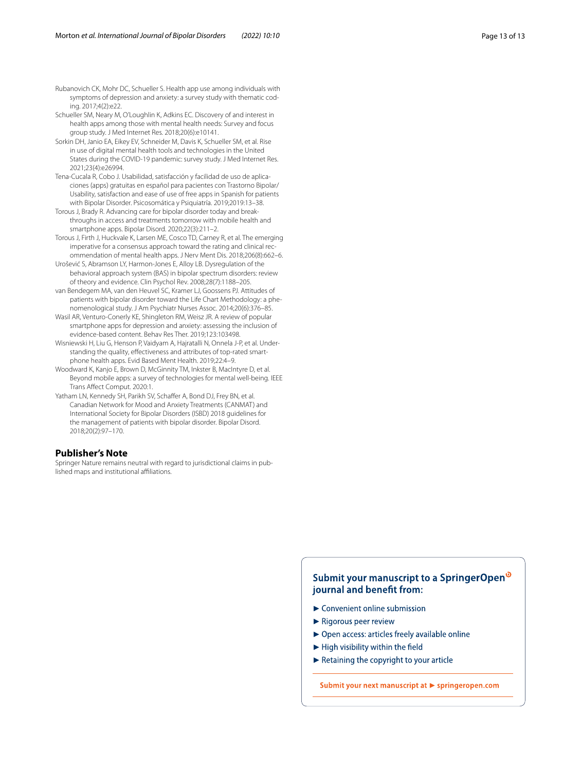Rubanovich CK, Mohr DC, Schueller S. Health app use among individuals with symptoms of depression and anxiety: a survey study with thematic coding. 2017;4(2):e22.

Schueller SM, Neary M, O'Loughlin K, Adkins EC. Discovery of and interest in health apps among those with mental health needs: Survey and focus group study. J Med Internet Res. 2018;20(6):e10141.

Sorkin DH, Janio EA, Eikey EV, Schneider M, Davis K, Schueller SM, et al. Rise in use of digital mental health tools and technologies in the United States during the COVID-19 pandemic: survey study. J Med Internet Res. 2021;23(4):e26994.

Tena-Cucala R, Cobo J. Usabilidad, satisfacción y facilidad de uso de aplicaciones (apps) gratuitas en español para pacientes con Trastorno Bipolar/ Usability, satisfaction and ease of use of free apps in Spanish for patients with Bipolar Disorder. Psicosomática y Psiquiatría. 2019;2019:13–38.

Torous J, Brady R. Advancing care for bipolar disorder today and breakthroughs in access and treatments tomorrow with mobile health and smartphone apps. Bipolar Disord. 2020;22(3):211–2.

Torous J, Firth J, Huckvale K, Larsen ME, Cosco TD, Carney R, et al. The emerging imperative for a consensus approach toward the rating and clinical recommendation of mental health apps. J Nerv Ment Dis. 2018;206(8):662–6.

Urošević S, Abramson LY, Harmon-Jones E, Alloy LB. Dysregulation of the behavioral approach system (BAS) in bipolar spectrum disorders: review of theory and evidence. Clin Psychol Rev. 2008;28(7):1188–205.

van Bendegem MA, van den Heuvel SC, Kramer LJ, Goossens PJ. Attitudes of patients with bipolar disorder toward the Life Chart Methodology: a phenomenological study. J Am Psychiatr Nurses Assoc. 2014;20(6):376–85.

Wasil AR, Venturo-Conerly KE, Shingleton RM, Weisz JR. A review of popular smartphone apps for depression and anxiety: assessing the inclusion of evidence-based content. Behav Res Ther. 2019;123:103498.

Wisniewski H, Liu G, Henson P, Vaidyam A, Hajratalli N, Onnela J-P, et al. Understanding the quality, effectiveness and attributes of top-rated smartphone health apps. Evid Based Ment Health. 2019;22:4–9.

Woodward K, Kanjo E, Brown D, McGinnity TM, Inkster B, MacIntyre D, et al. Beyond mobile apps: a survey of technologies for mental well-being. IEEE Trans Affect Comput. 2020:1.

Yatham LN, Kennedy SH, Parikh SV, Schaffer A, Bond DJ, Frey BN, et al. Canadian Network for Mood and Anxiety Treatments (CANMAT) and International Society for Bipolar Disorders (ISBD) 2018 guidelines for the management of patients with bipolar disorder. Bipolar Disord. 2018;20(2):97–170.

## Publisher's Note

Springer Nature remains neutral with regard to jurisdictional claims in published maps and institutional affiliations.

**Submit your manuscript to a SpringerOpen journal and benefit from:**

- ► Convenient online submission
- ► Rigorous peer review
- ► Open access: articles freely available online
- ► High visibility within the field
- ► Retaining the copyright to your article

**Submit your next manuscript at ► springeropen.com**